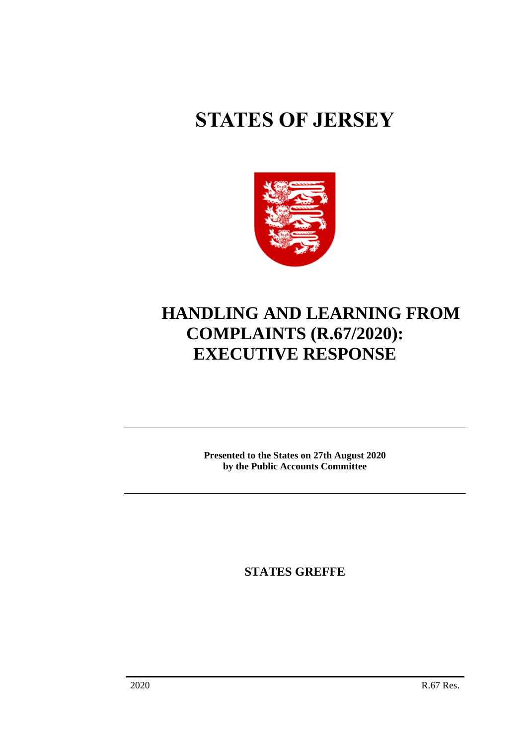# STATES OF JERSEY

# HANDLING AND LEARNING FROM COMPLAINTS (R.67/2020): EXECUTIVE RESPONSE

**Presented to the States on 27th August 2020**
**by the Public Accounts Committee**

**STATES GREFFE**

2020 R.67 Res.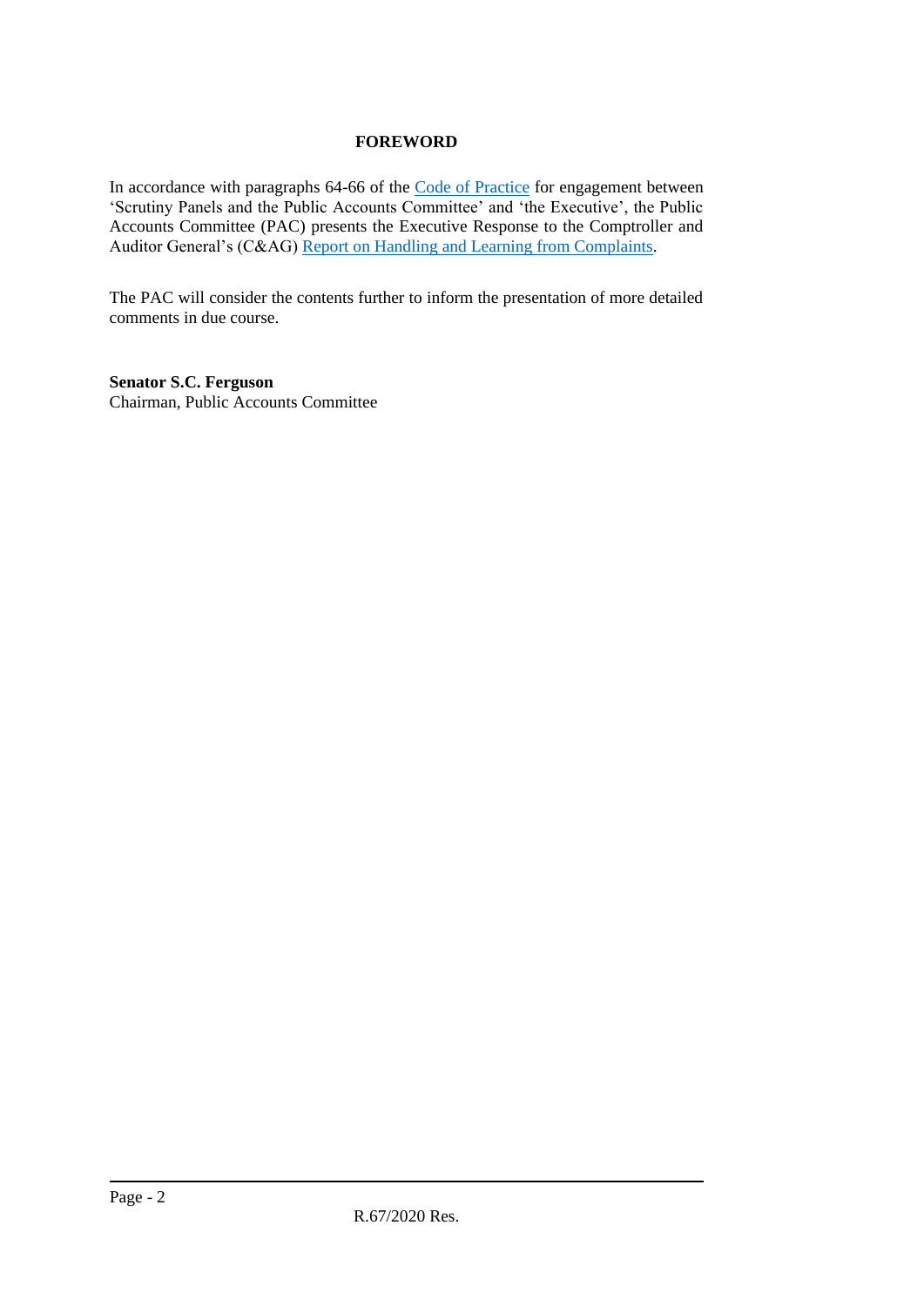## FOREWORD

In accordance with paragraphs 64-66 of the Code of Practice for engagement between 'Scrutiny Panels and the Public Accounts Committee' and 'the Executive', the Public Accounts Committee (PAC) presents the Executive Response to the Comptroller and Auditor General's (C&AG) Report on Handling and Learning from Complaints.

The PAC will consider the contents further to inform the presentation of more detailed comments in due course.

**Senator S.C. Ferguson**
Chairman, Public Accounts Committee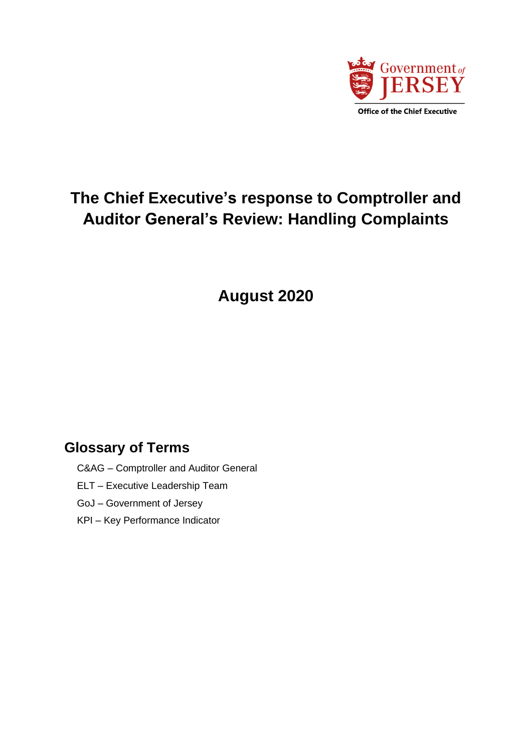Government of JERSEY

Office of the Chief Executive

# The Chief Executive's response to Comptroller and Auditor General's Review: Handling Complaints

## August 2020

## Glossary of Terms

C&AG – Comptroller and Auditor General

ELT – Executive Leadership Team

GoJ – Government of Jersey

KPI – Key Performance Indicator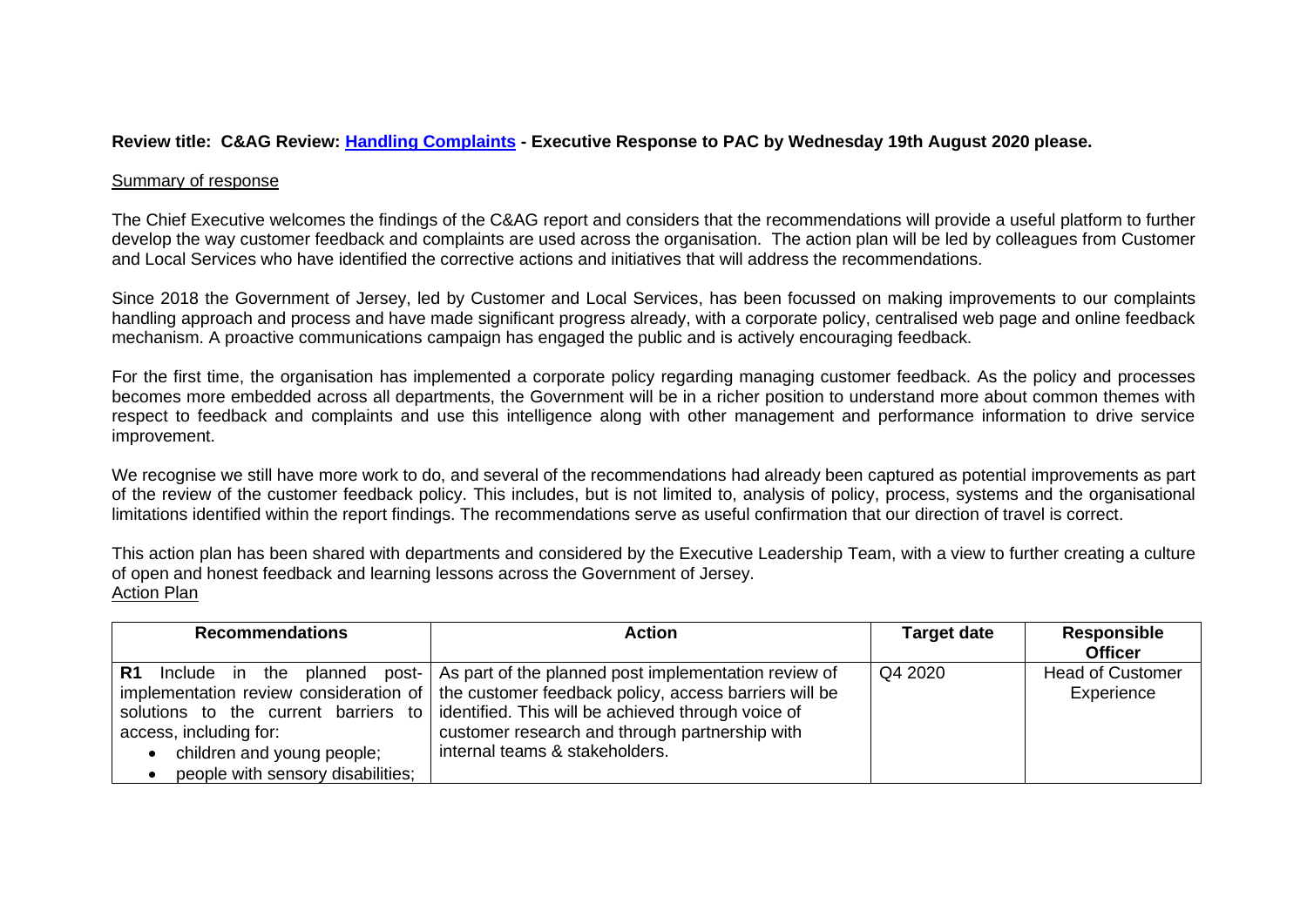**Review title: C&AG Review: [Handling Complaints](Handling Complaints) - Executive Response to PAC by Wednesday 19th August 2020 please.**

Summary of response

The Chief Executive welcomes the findings of the C&AG report and considers that the recommendations will provide a useful platform to further develop the way customer feedback and complaints are used across the organisation. The action plan will be led by colleagues from Customer and Local Services who have identified the corrective actions and initiatives that will address the recommendations.

Since 2018 the Government of Jersey, led by Customer and Local Services, has been focussed on making improvements to our complaints handling approach and process and have made significant progress already, with a corporate policy, centralised web page and online feedback mechanism. A proactive communications campaign has engaged the public and is actively encouraging feedback.

For the first time, the organisation has implemented a corporate policy regarding managing customer feedback. As the policy and processes becomes more embedded across all departments, the Government will be in a richer position to understand more about common themes with respect to feedback and complaints and use this intelligence along with other management and performance information to drive service improvement.

We recognise we still have more work to do, and several of the recommendations had already been captured as potential improvements as part of the review of the customer feedback policy. This includes, but is not limited to, analysis of policy, process, systems and the organisational limitations identified within the report findings. The recommendations serve as useful confirmation that our direction of travel is correct.

This action plan has been shared with departments and considered by the Executive Leadership Team, with a view to further creating a culture of open and honest feedback and learning lessons across the Government of Jersey.

Action Plan

| Recommendations | Action | Target date | Responsible Officer |
|---|---|---|---|
| **R1** Include in the planned post-implementation review consideration of solutions to the current barriers to access, including for:<br>• children and young people;<br>• people with sensory disabilities; | As part of the planned post implementation review of the customer feedback policy, access barriers will be identified. This will be achieved through voice of customer research and through partnership with internal teams & stakeholders. | Q4 2020 | Head of Customer Experience |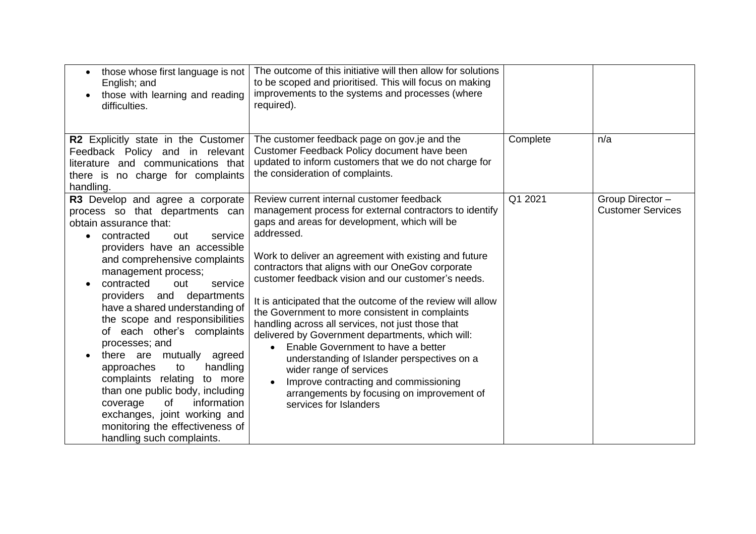| | | | |
|---|---|---|---|
| • those whose first language is not English; and<br>• those with learning and reading difficulties. | The outcome of this initiative will then allow for solutions to be scoped and prioritised. This will focus on making improvements to the systems and processes (where required). | | |
| **R2** Explicitly state in the Customer Feedback Policy and in relevant literature and communications that there is no charge for complaints handling. | The customer feedback page on gov.je and the Customer Feedback Policy document have been updated to inform customers that we do not charge for the consideration of complaints. | Complete | n/a |
| **R3** Develop and agree a corporate process so that departments can obtain assurance that:<br>• contracted out service providers have an accessible and comprehensive complaints management process;<br>• contracted out service providers and departments have a shared understanding of the scope and responsibilities of each other's complaints processes; and<br>• there are mutually agreed approaches to handling complaints relating to more than one public body, including coverage of information exchanges, joint working and monitoring the effectiveness of handling such complaints. | Review current internal customer feedback management process for external contractors to identify gaps and areas for development, which will be addressed.<br><br>Work to deliver an agreement with existing and future contractors that aligns with our OneGov corporate customer feedback vision and our customer's needs.<br><br>It is anticipated that the outcome of the review will allow the Government to more consistent in complaints handling across all services, not just those that delivered by Government departments, which will:<br>• Enable Government to have a better understanding of Islander perspectives on a wider range of services<br>• Improve contracting and commissioning arrangements by focusing on improvement of services for Islanders | Q1 2021 | Group Director – Customer Services |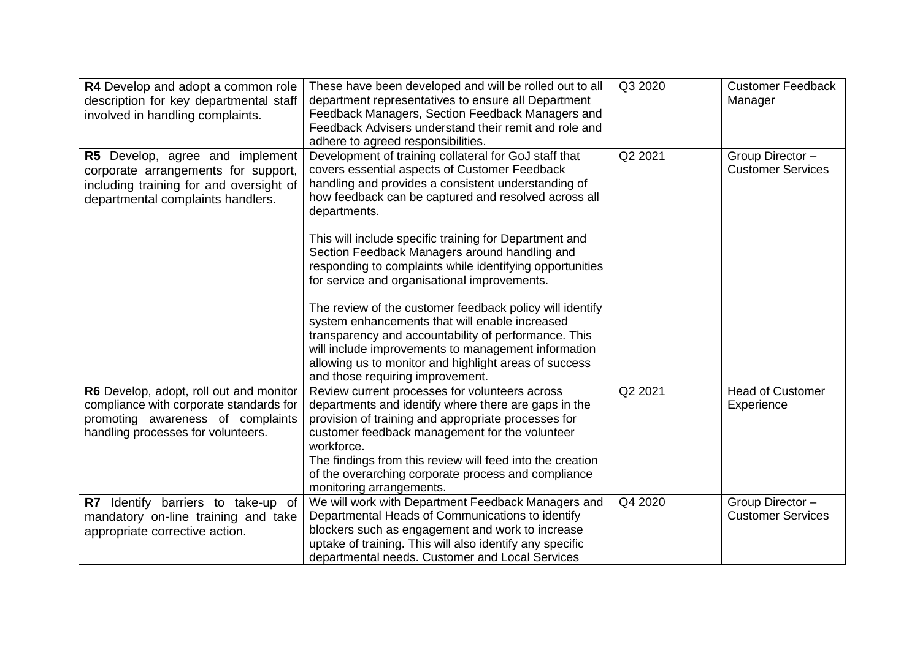| | | | |
|---|---|---|---|
| **R4** Develop and adopt a common role description for key departmental staff involved in handling complaints. | These have been developed and will be rolled out to all department representatives to ensure all Department Feedback Managers, Section Feedback Managers and Feedback Advisers understand their remit and role and adhere to agreed responsibilities. | Q3 2020 | Customer Feedback Manager |
| **R5** Develop, agree and implement corporate arrangements for support, including training for and oversight of departmental complaints handlers. | Development of training collateral for GoJ staff that covers essential aspects of Customer Feedback handling and provides a consistent understanding of how feedback can be captured and resolved across all departments.<br><br>This will include specific training for Department and Section Feedback Managers around handling and responding to complaints while identifying opportunities for service and organisational improvements.<br><br>The review of the customer feedback policy will identify system enhancements that will enable increased transparency and accountability of performance. This will include improvements to management information allowing us to monitor and highlight areas of success and those requiring improvement. | Q2 2021 | Group Director – Customer Services |
| **R6** Develop, adopt, roll out and monitor compliance with corporate standards for promoting awareness of complaints handling processes for volunteers. | Review current processes for volunteers across departments and identify where there are gaps in the provision of training and appropriate processes for customer feedback management for the volunteer workforce.<br>The findings from this review will feed into the creation of the overarching corporate process and compliance monitoring arrangements. | Q2 2021 | Head of Customer Experience |
| **R7** Identify barriers to take-up of mandatory on-line training and take appropriate corrective action. | We will work with Department Feedback Managers and Departmental Heads of Communications to identify blockers such as engagement and work to increase uptake of training. This will also identify any specific departmental needs. Customer and Local Services | Q4 2020 | Group Director – Customer Services |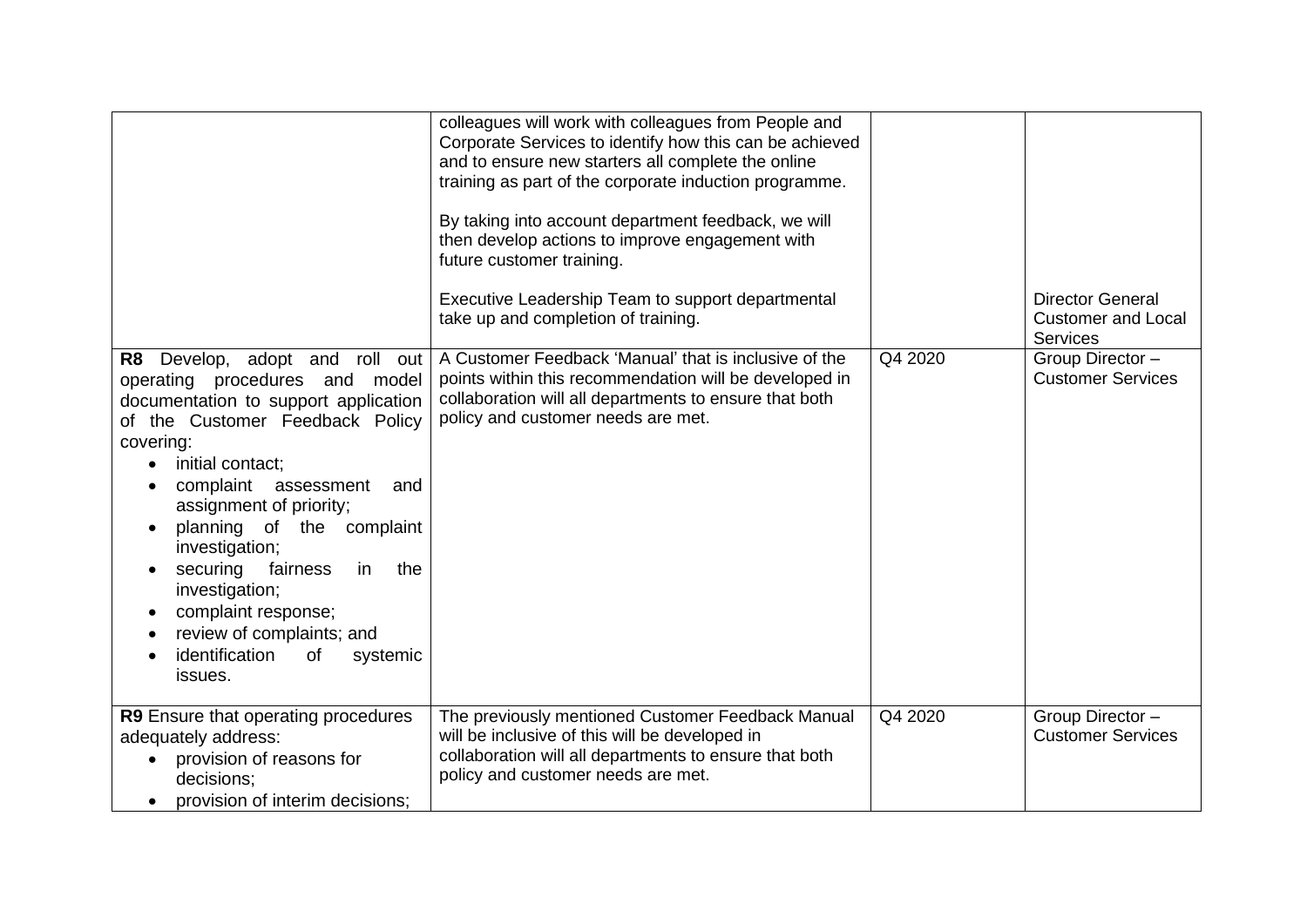| | | | |
|---|---|---|---|
| | colleagues will work with colleagues from People and Corporate Services to identify how this can be achieved and to ensure new starters all complete the online training as part of the corporate induction programme.<br><br>By taking into account department feedback, we will then develop actions to improve engagement with future customer training.<br><br>Executive Leadership Team to support departmental take up and completion of training. | | Director General Customer and Local Services |
| **R8** Develop, adopt and roll out operating procedures and model documentation to support application of the Customer Feedback Policy covering:<br>• initial contact;<br>• complaint assessment and assignment of priority;<br>• planning of the complaint investigation;<br>• securing fairness in the investigation;<br>• complaint response;<br>• review of complaints; and<br>• identification of systemic issues. | A Customer Feedback 'Manual' that is inclusive of the points within this recommendation will be developed in collaboration will all departments to ensure that both policy and customer needs are met. | Q4 2020 | Group Director – Customer Services |
| **R9** Ensure that operating procedures adequately address:<br>• provision of reasons for decisions;<br>• provision of interim decisions; | The previously mentioned Customer Feedback Manual will be inclusive of this will be developed in collaboration will all departments to ensure that both policy and customer needs are met. | Q4 2020 | Group Director – Customer Services |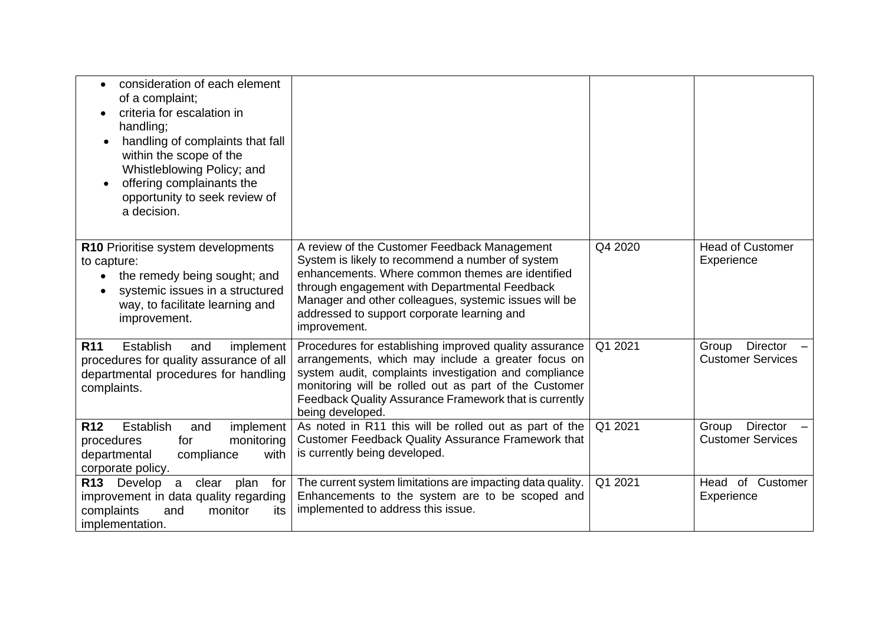| | | | |
|---|---|---|---|
| <ul><li>consideration of each element of a complaint;</li><li>criteria for escalation in handling;</li><li>handling of complaints that fall within the scope of the Whistleblowing Policy; and</li><li>offering complainants the opportunity to seek review of a decision.</li></ul> | | | |
| **R10** Prioritise system developments to capture:<ul><li>the remedy being sought; and</li><li>systemic issues in a structured way, to facilitate learning and improvement.</li></ul> | A review of the Customer Feedback Management System is likely to recommend a number of system enhancements. Where common themes are identified through engagement with Departmental Feedback Manager and other colleagues, systemic issues will be addressed to support corporate learning and improvement. | Q4 2020 | Head of Customer Experience |
| **R11** Establish and implement procedures for quality assurance of all departmental procedures for handling complaints. | Procedures for establishing improved quality assurance arrangements, which may include a greater focus on system audit, complaints investigation and compliance monitoring will be rolled out as part of the Customer Feedback Quality Assurance Framework that is currently being developed. | Q1 2021 | Group Director – Customer Services |
| **R12** Establish and implement procedures for monitoring departmental compliance with corporate policy. | As noted in R11 this will be rolled out as part of the Customer Feedback Quality Assurance Framework that is currently being developed. | Q1 2021 | Group Director – Customer Services |
| **R13** Develop a clear plan for improvement in data quality regarding complaints and monitor its implementation. | The current system limitations are impacting data quality. Enhancements to the system are to be scoped and implemented to address this issue. | Q1 2021 | Head of Customer Experience |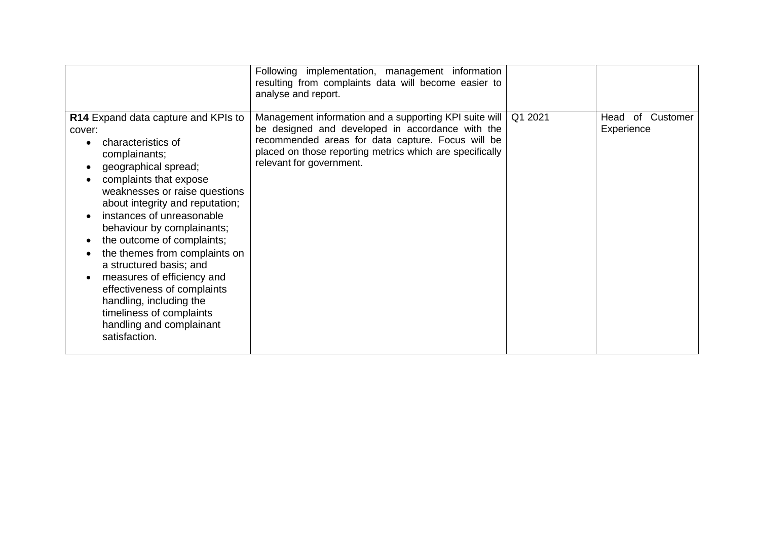| | | | |
|---|---|---|---|
| | Following implementation, management information resulting from complaints data will become easier to analyse and report. | | |
| **R14** Expand data capture and KPIs to cover:<br>• characteristics of complainants;<br>• geographical spread;<br>• complaints that expose weaknesses or raise questions about integrity and reputation;<br>• instances of unreasonable behaviour by complainants;<br>• the outcome of complaints;<br>• the themes from complaints on a structured basis; and<br>• measures of efficiency and effectiveness of complaints handling, including the timeliness of complaints handling and complainant satisfaction. | Management information and a supporting KPI suite will be designed and developed in accordance with the recommended areas for data capture. Focus will be placed on those reporting metrics which are specifically relevant for government. | Q1 2021 | Head of Customer Experience |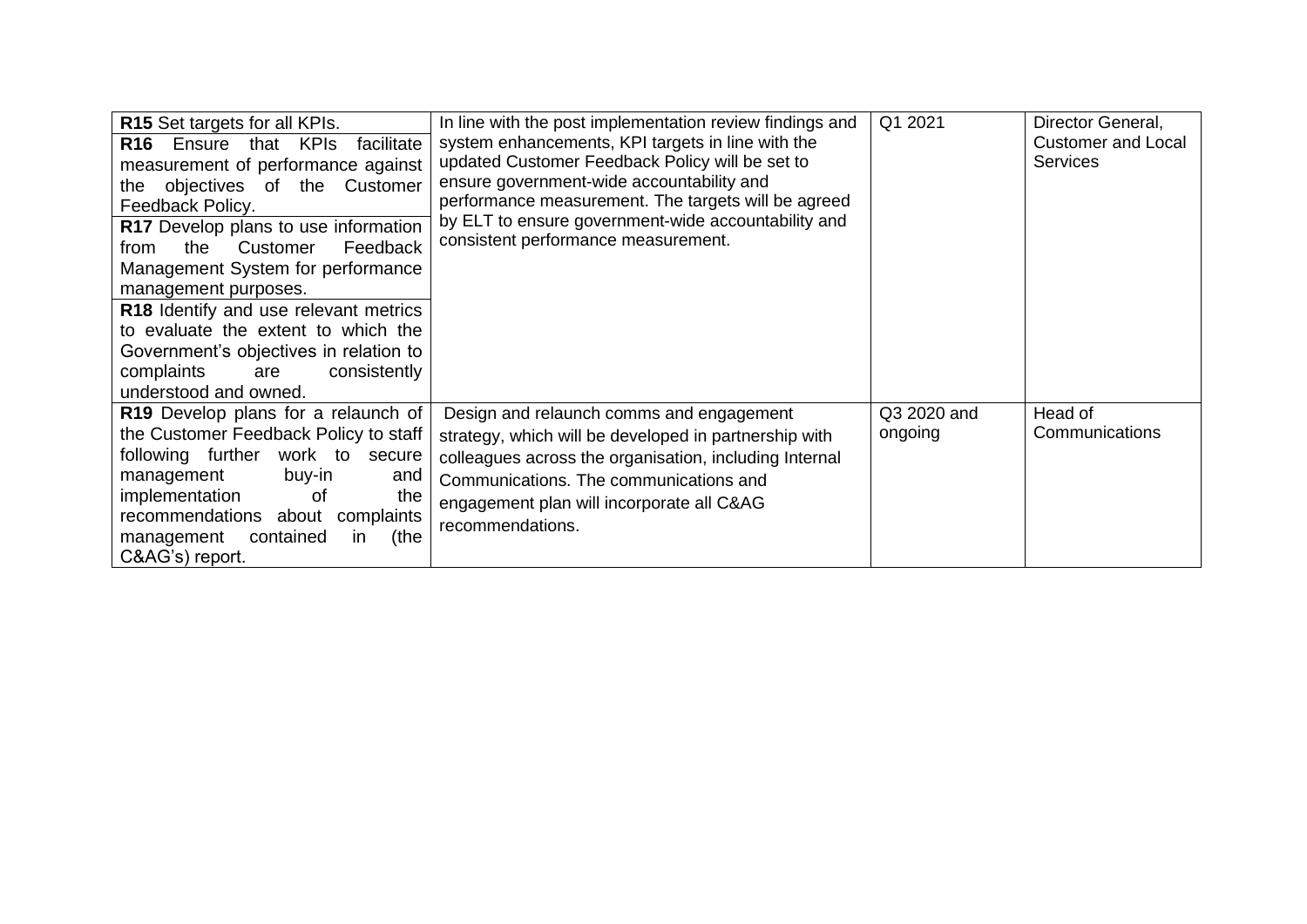| | | | |
|---|---|---|---|
| **R15** Set targets for all KPIs.<br>**R16** Ensure that KPIs facilitate measurement of performance against the objectives of the Customer Feedback Policy.<br>**R17** Develop plans to use information from the Customer Feedback Management System for performance management purposes.<br>**R18** Identify and use relevant metrics to evaluate the extent to which the Government's objectives in relation to complaints are consistently understood and owned. | In line with the post implementation review findings and system enhancements, KPI targets in line with the updated Customer Feedback Policy will be set to ensure government-wide accountability and performance measurement. The targets will be agreed by ELT to ensure government-wide accountability and consistent performance measurement. | Q1 2021 | Director General, Customer and Local Services |
| **R19** Develop plans for a relaunch of the Customer Feedback Policy to staff following further work to secure management buy-in and implementation of the recommendations about complaints management contained in (the C&AG's) report. | Design and relaunch comms and engagement strategy, which will be developed in partnership with colleagues across the organisation, including Internal Communications. The communications and engagement plan will incorporate all C&AG recommendations. | Q3 2020 and ongoing | Head of Communications |